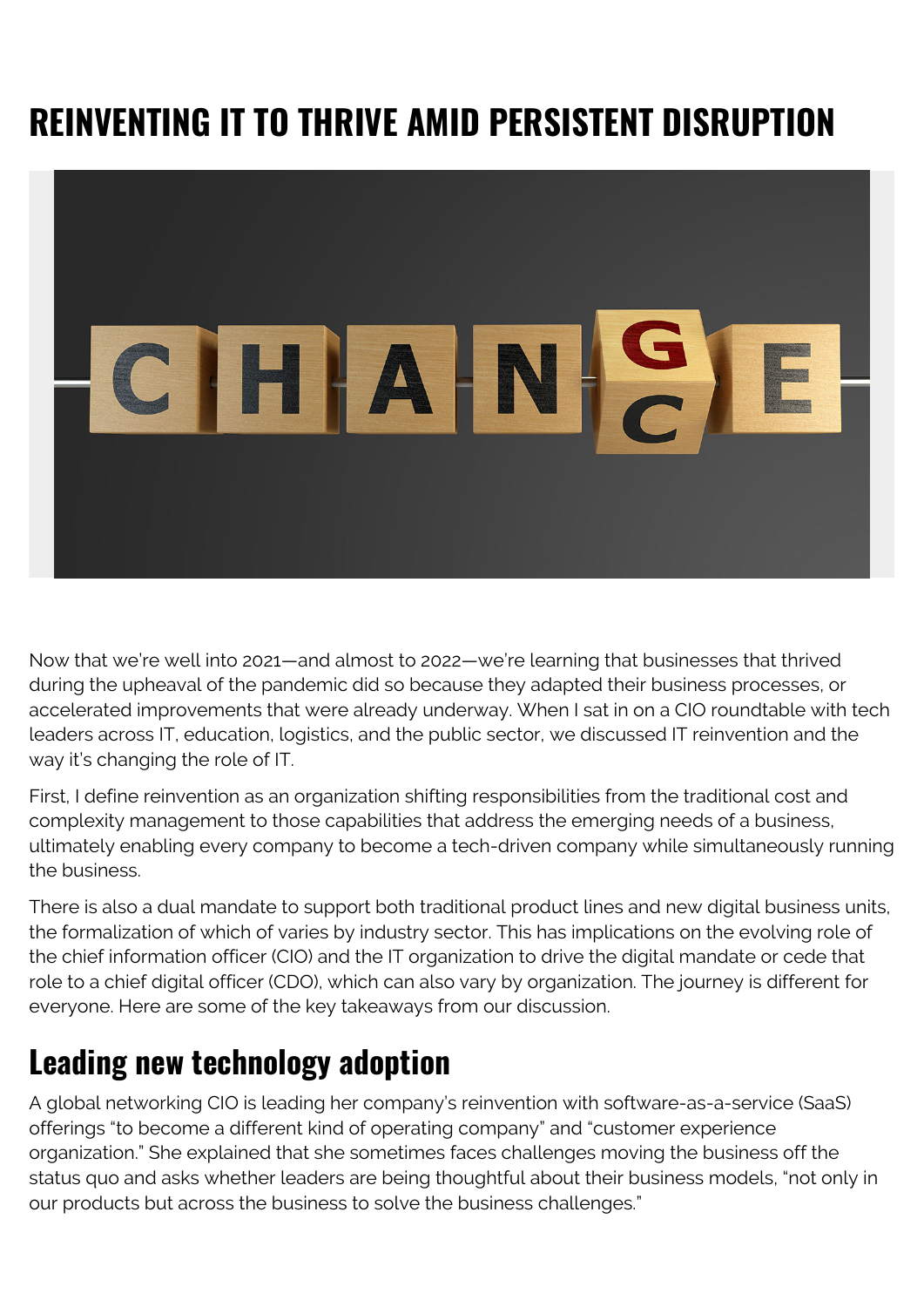# REINVENTING IT TO THRIVE AMID PERSISTENT DISRUPTION

Now that we're well into 2021—and almost to 2022—we're learning that businesses that thrived during the upheaval of the pandemic did so because they adapted their business processes, or accelerated improvements that were already underway. When I sat in on a CIO roundtable with tech leaders across IT, education, logistics, and the public sector, we discussed IT reinvention and the way it's changing the role of IT.

First, I define reinvention as an organization shifting responsibilities from the traditional cost and complexity management to those capabilities that address the emerging needs of a business, ultimately enabling every company to become a tech-driven company while simultaneously running the business.

There is also a dual mandate to support both traditional product lines and new digital business units, the formalization of which of varies by industry sector. This has implications on the evolving role of the chief information officer (CIO) and the IT organization to drive the digital mandate or cede that role to a chief digital officer (CDO), which can also vary by organization. The journey is different for everyone. Here are some of the key takeaways from our discussion.

## Leading new technology adoption

A global networking CIO is leading her company's reinvention with software-as-a-service (SaaS) offerings "to become a different kind of operating company" and "customer experience organization." She explained that she sometimes faces challenges moving the business off the status quo and asks whether leaders are being thoughtful about their business models, "not only in our products but across the business to solve the business challenges."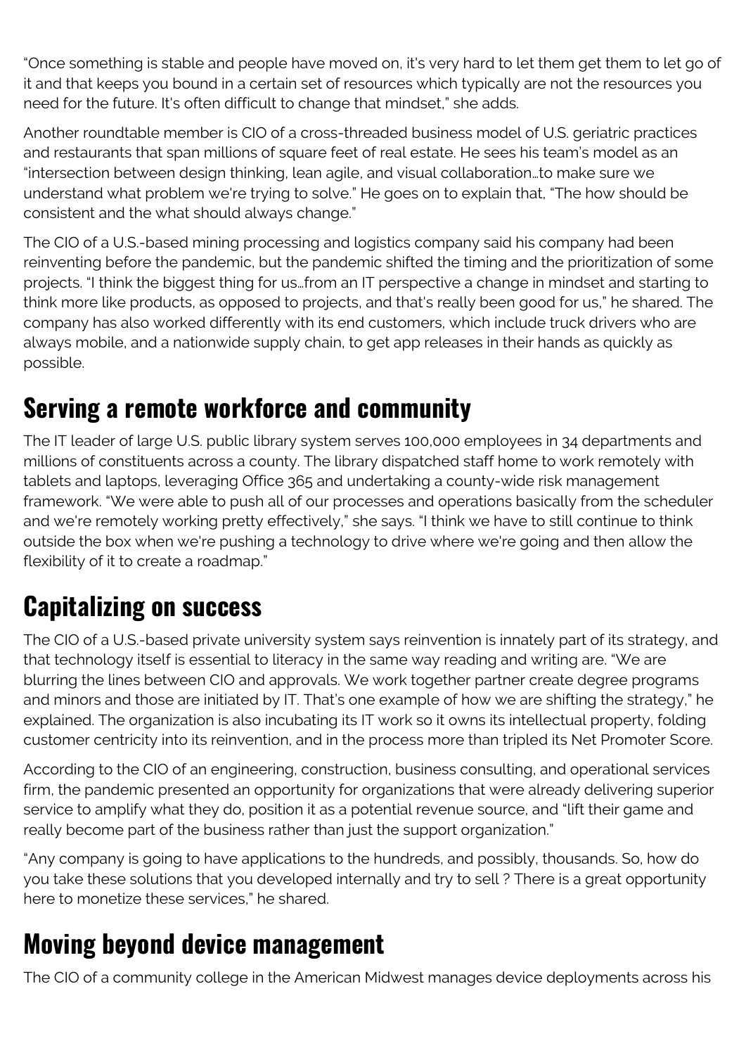“Once something is stable and people have moved on, it's very hard to let them get them to let go of it and that keeps you bound in a certain set of resources which typically are not the resources you need for the future. It's often difficult to change that mindset,” she adds.

Another roundtable member is CIO of a cross-threaded business model of U.S. geriatric practices and restaurants that span millions of square feet of real estate. He sees his team's model as an “intersection between design thinking, lean agile, and visual collaboration…to make sure we understand what problem we're trying to solve.” He goes on to explain that, “The how should be consistent and the what should always change.”

The CIO of a U.S.-based mining processing and logistics company said his company had been reinventing before the pandemic, but the pandemic shifted the timing and the prioritization of some projects. “I think the biggest thing for us…from an IT perspective a change in mindset and starting to think more like products, as opposed to projects, and that's really been good for us,” he shared. The company has also worked differently with its end customers, which include truck drivers who are always mobile, and a nationwide supply chain, to get app releases in their hands as quickly as possible.

## Serving a remote workforce and community

The IT leader of large U.S. public library system serves 100,000 employees in 34 departments and millions of constituents across a county. The library dispatched staff home to work remotely with tablets and laptops, leveraging Office 365 and undertaking a county-wide risk management framework. “We were able to push all of our processes and operations basically from the scheduler and we're remotely working pretty effectively,” she says. “I think we have to still continue to think outside the box when we're pushing a technology to drive where we're going and then allow the flexibility of it to create a roadmap.”

## Capitalizing on success

The CIO of a U.S.-based private university system says reinvention is innately part of its strategy, and that technology itself is essential to literacy in the same way reading and writing are. “We are blurring the lines between CIO and approvals. We work together partner create degree programs and minors and those are initiated by IT. That's one example of how we are shifting the strategy,” he explained. The organization is also incubating its IT work so it owns its intellectual property, folding customer centricity into its reinvention, and in the process more than tripled its Net Promoter Score.

According to the CIO of an engineering, construction, business consulting, and operational services firm, the pandemic presented an opportunity for organizations that were already delivering superior service to amplify what they do, position it as a potential revenue source, and “lift their game and really become part of the business rather than just the support organization.”

“Any company is going to have applications to the hundreds, and possibly, thousands. So, how do you take these solutions that you developed internally and try to sell ? There is a great opportunity here to monetize these services,” he shared.

## Moving beyond device management

The CIO of a community college in the American Midwest manages device deployments across his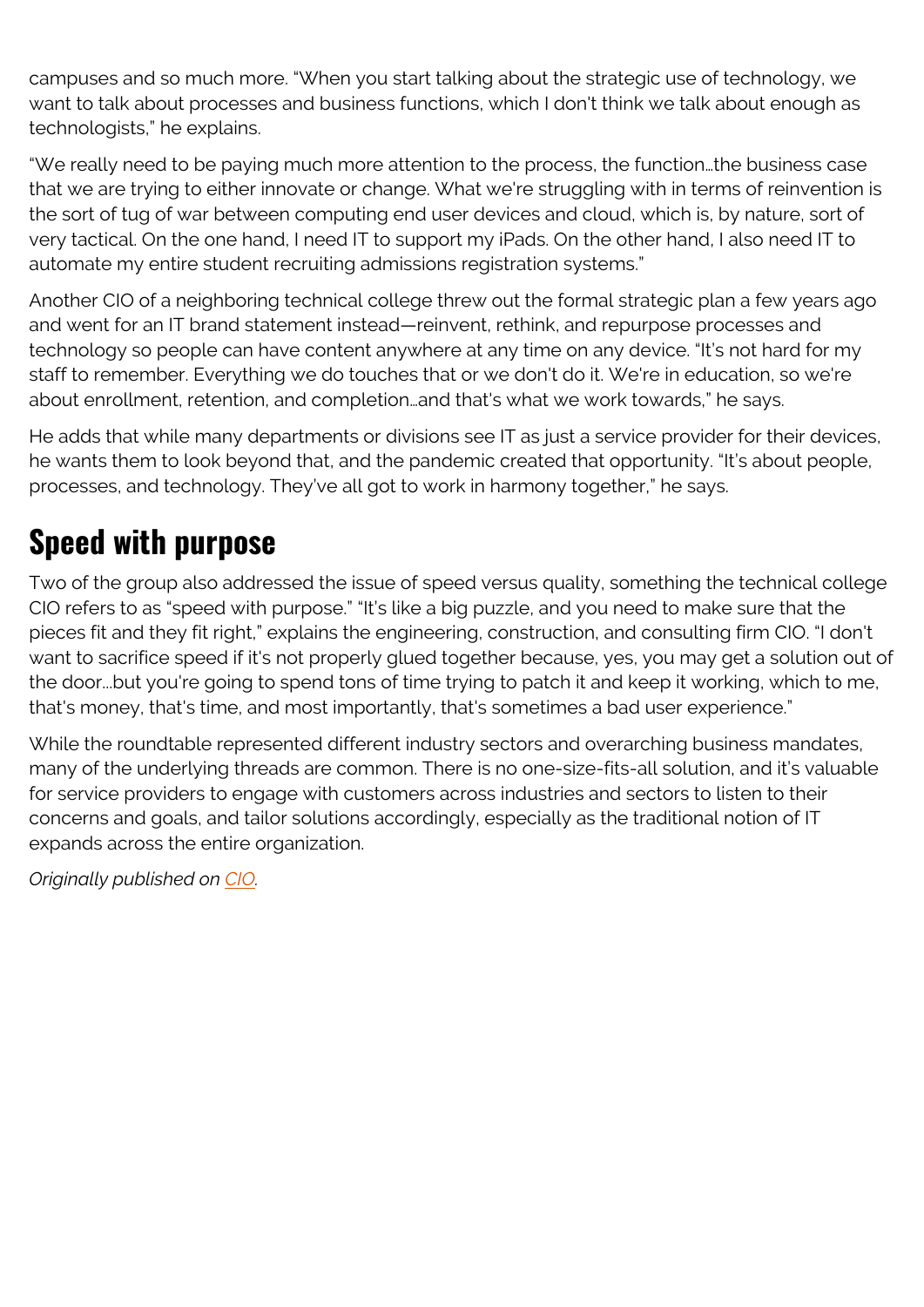campuses and so much more. "When you start talking about the strategic use of technology, we want to talk about processes and business functions, which I don't think we talk about enough as technologists," he explains.

"We really need to be paying much more attention to the process, the function…the business case that we are trying to either innovate or change. What we're struggling with in terms of reinvention is the sort of tug of war between computing end user devices and cloud, which is, by nature, sort of very tactical. On the one hand, I need IT to support my iPads. On the other hand, I also need IT to automate my entire student recruiting admissions registration systems."

Another CIO of a neighboring technical college threw out the formal strategic plan a few years ago and went for an IT brand statement instead—reinvent, rethink, and repurpose processes and technology so people can have content anywhere at any time on any device. "It's not hard for my staff to remember. Everything we do touches that or we don't do it. We're in education, so we're about enrollment, retention, and completion…and that's what we work towards," he says.

He adds that while many departments or divisions see IT as just a service provider for their devices, he wants them to look beyond that, and the pandemic created that opportunity. "It's about people, processes, and technology. They've all got to work in harmony together," he says.

## Speed with purpose

Two of the group also addressed the issue of speed versus quality, something the technical college CIO refers to as "speed with purpose." "It's like a big puzzle, and you need to make sure that the pieces fit and they fit right," explains the engineering, construction, and consulting firm CIO. "I don't want to sacrifice speed if it's not properly glued together because, yes, you may get a solution out of the door…but you're going to spend tons of time trying to patch it and keep it working, which to me, that's money, that's time, and most importantly, that's sometimes a bad user experience."

While the roundtable represented different industry sectors and overarching business mandates, many of the underlying threads are common. There is no one-size-fits-all solution, and it's valuable for service providers to engage with customers across industries and sectors to listen to their concerns and goals, and tailor solutions accordingly, especially as the traditional notion of IT expands across the entire organization.

*Originally published on CIO.*